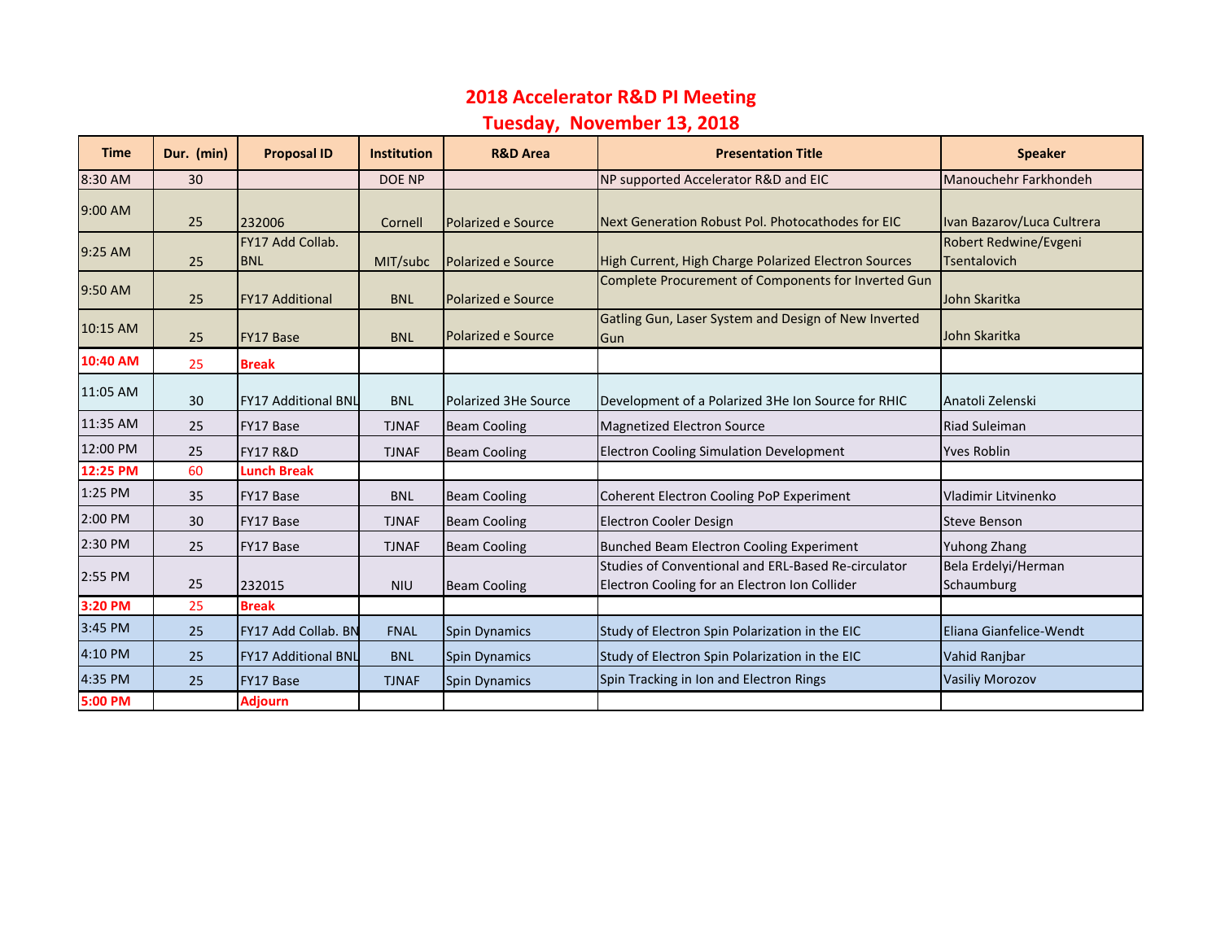# 2018 Accelerator R&D PI Meeting

## Tuesday, November 13, 2018

| Time | Dur. (min) | Proposal ID | Institution | R&D Area | Presentation Title | Speaker |
|---|---|---|---|---|---|---|
| 8:30 AM | 30 | | DOE NP | | NP supported Accelerator R&D and EIC | Manouchehr Farkhondeh |
| 9:00 AM | 25 | 232006 | Cornell | Polarized e Source | Next Generation Robust Pol. Photocathodes for EIC | Ivan Bazarov/Luca Cultrera |
| 9:25 AM | 25 | FY17 Add Collab. BNL | MIT/subc | Polarized e Source | High Current, High Charge Polarized Electron Sources | Robert Redwine/Evgeni Tsentalovich |
| 9:50 AM | 25 | FY17 Additional | BNL | Polarized e Source | Complete Procurement of Components for Inverted Gun | John Skaritka |
| 10:15 AM | 25 | FY17 Base | BNL | Polarized e Source | Gatling Gun, Laser System and Design of New Inverted Gun | John Skaritka |
| **10:40 AM** | 25 | **Break** | | | | |
| 11:05 AM | 30 | FY17 Additional BNL | BNL | Polarized 3He Source | Development of a Polarized 3He Ion Source for RHIC | Anatoli Zelenski |
| 11:35 AM | 25 | FY17 Base | TJNAF | Beam Cooling | Magnetized Electron Source | Riad Suleiman |
| 12:00 PM | 25 | FY17 R&D | TJNAF | Beam Cooling | Electron Cooling Simulation Development | Yves Roblin |
| **12:25 PM** | 60 | **Lunch Break** | | | | |
| 1:25 PM | 35 | FY17 Base | BNL | Beam Cooling | Coherent Electron Cooling PoP Experiment | Vladimir Litvinenko |
| 2:00 PM | 30 | FY17 Base | TJNAF | Beam Cooling | Electron Cooler Design | Steve Benson |
| 2:30 PM | 25 | FY17 Base | TJNAF | Beam Cooling | Bunched Beam Electron Cooling Experiment | Yuhong Zhang |
| 2:55 PM | 25 | 232015 | NIU | Beam Cooling | Studies of Conventional and ERL-Based Re-circulator Electron Cooling for an Electron Ion Collider | Bela Erdelyi/Herman Schaumburg |
| **3:20 PM** | 25 | **Break** | | | | |
| 3:45 PM | 25 | FY17 Add Collab. BN | FNAL | Spin Dynamics | Study of Electron Spin Polarization in the EIC | Eliana Gianfelice-Wendt |
| 4:10 PM | 25 | FY17 Additional BNL | BNL | Spin Dynamics | Study of Electron Spin Polarization in the EIC | Vahid Ranjbar |
| 4:35 PM | 25 | FY17 Base | TJNAF | Spin Dynamics | Spin Tracking in Ion and Electron Rings | Vasiliy Morozov |
| **5:00 PM** | | **Adjourn** | | | | |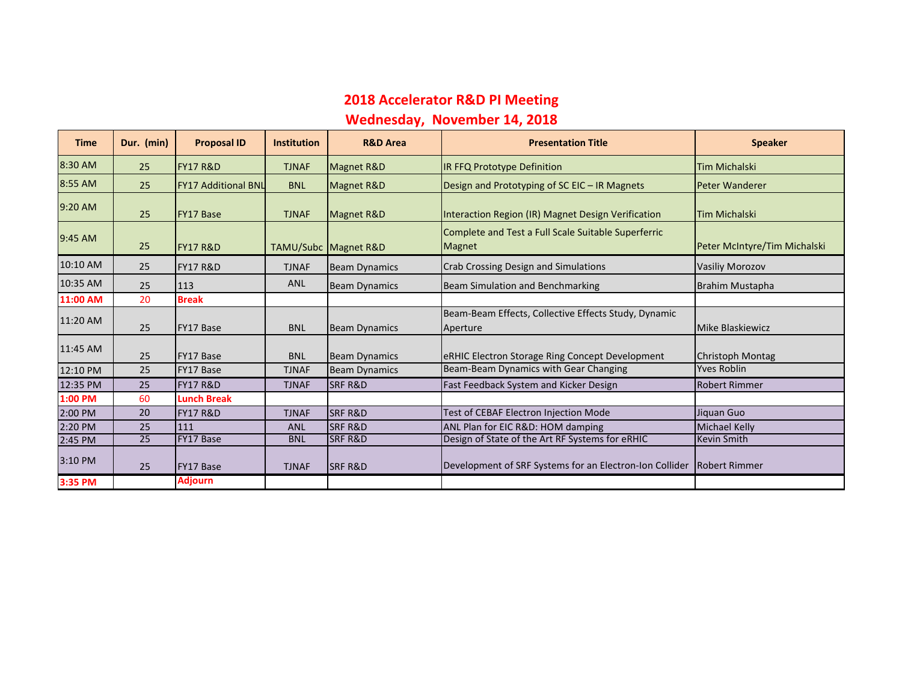# 2018 Accelerator R&D PI Meeting
## Wednesday, November 14, 2018

| Time | Dur. (min) | Proposal ID | Institution | R&D Area | Presentation Title | Speaker |
|---|---|---|---|---|---|---|
| 8:30 AM | 25 | FY17 R&D | TJNAF | Magnet R&D | IR FFQ Prototype Definition | Tim Michalski |
| 8:55 AM | 25 | FY17 Additional BNL | BNL | Magnet R&D | Design and Prototyping of SC EIC – IR Magnets | Peter Wanderer |
| 9:20 AM | 25 | FY17 Base | TJNAF | Magnet R&D | Interaction Region (IR) Magnet Design Verification | Tim Michalski |
| 9:45 AM | 25 | FY17 R&D | TAMU/Subc | Magnet R&D | Complete and Test a Full Scale Suitable Superferric Magnet | Peter McIntyre/Tim Michalski |
| 10:10 AM | 25 | FY17 R&D | TJNAF | Beam Dynamics | Crab Crossing Design and Simulations | Vasiliy Morozov |
| 10:35 AM | 25 | 113 | ANL | Beam Dynamics | Beam Simulation and Benchmarking | Brahim Mustapha |
| **11:00 AM** | 20 | **Break** | | | | |
| 11:20 AM | 25 | FY17 Base | BNL | Beam Dynamics | Beam-Beam Effects, Collective Effects Study, Dynamic Aperture | Mike Blaskiewicz |
| 11:45 AM | 25 | FY17 Base | BNL | Beam Dynamics | eRHIC Electron Storage Ring Concept Development | Christoph Montag |
| 12:10 PM | 25 | FY17 Base | TJNAF | Beam Dynamics | Beam-Beam Dynamics with Gear Changing | Yves Roblin |
| 12:35 PM | 25 | FY17 R&D | TJNAF | SRF R&D | Fast Feedback System and Kicker Design | Robert Rimmer |
| **1:00 PM** | 60 | **Lunch Break** | | | | |
| 2:00 PM | 20 | FY17 R&D | TJNAF | SRF R&D | Test of CEBAF Electron Injection Mode | Jiquan Guo |
| 2:20 PM | 25 | 111 | ANL | SRF R&D | ANL Plan for EIC R&D: HOM damping | Michael Kelly |
| 2:45 PM | 25 | FY17 Base | BNL | SRF R&D | Design of State of the Art RF Systems for eRHIC | Kevin Smith |
| 3:10 PM | 25 | FY17 Base | TJNAF | SRF R&D | Development of SRF Systems for an Electron-Ion Collider | Robert Rimmer |
| **3:35 PM** | | **Adjourn** | | | | |